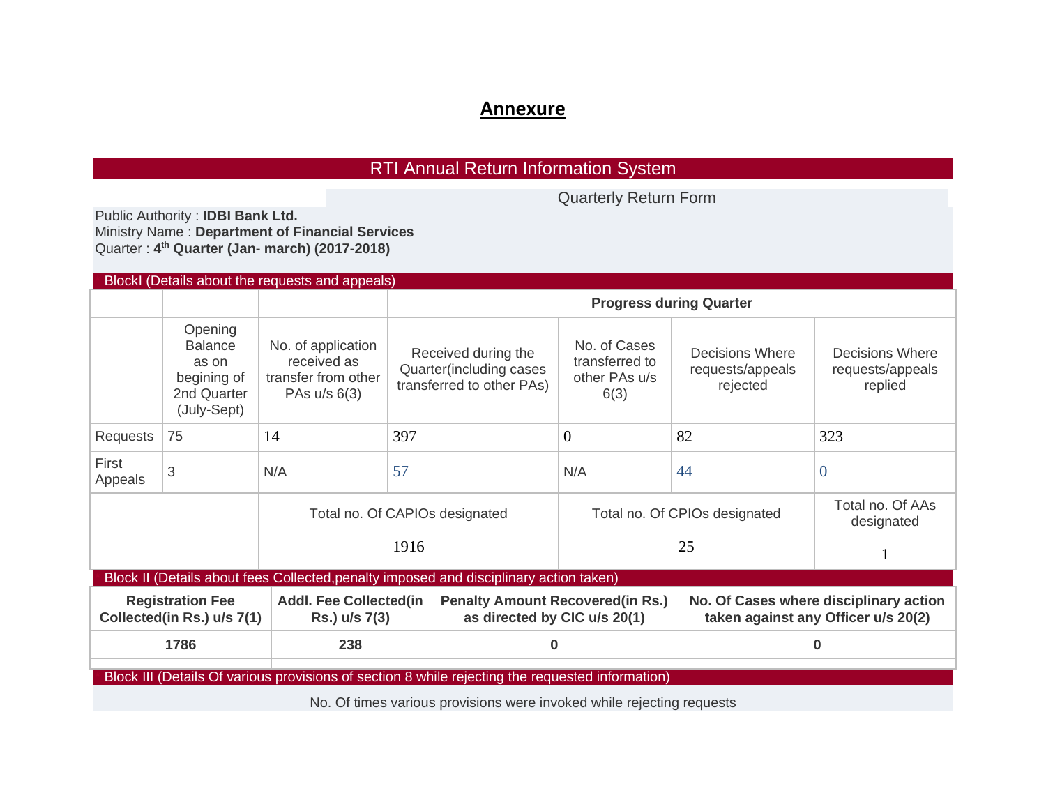# Annexure

## RTI Annual Return Information System

Quarterly Return Form

Public Authority : **IDBI Bank Ltd.**
Ministry Name : **Department of Financial Services**
Quarter : **4th Quarter (Jan- march) (2017-2018)**

BlockI (Details about the requests and appeals)

| | | | **Progress during Quarter** | | | |
|---|---|---|---|---|---|---|
| | Opening Balance as on begining of 2nd Quarter (July-Sept) | No. of application received as transfer from other PAs u/s 6(3) | Received during the Quarter(including cases transferred to other PAs) | No. of Cases transferred to other PAs u/s 6(3) | Decisions Where requests/appeals rejected | Decisions Where requests/appeals replied |
| Requests | 75 | 14 | 397 | 0 | 82 | 323 |
| First Appeals | 3 | N/A | 57 | N/A | 44 | 0 |
| | | Total no. Of CAPIOs designated 1916 | | Total no. Of CPIOs designated 25 | | Total no. Of AAs designated 1 |

Block II (Details about fees Collected,penalty imposed and disciplinary action taken)

| **Registration Fee Collected(in Rs.) u/s 7(1)** | **Addl. Fee Collected(in Rs.) u/s 7(3)** | **Penalty Amount Recovered(in Rs.) as directed by CIC u/s 20(1)** | **No. Of Cases where disciplinary action taken against any Officer u/s 20(2)** |
|---|---|---|---|
| **1786** | **238** | **0** | **0** |

Block III (Details Of various provisions of section 8 while rejecting the requested information)

No. Of times various provisions were invoked while rejecting requests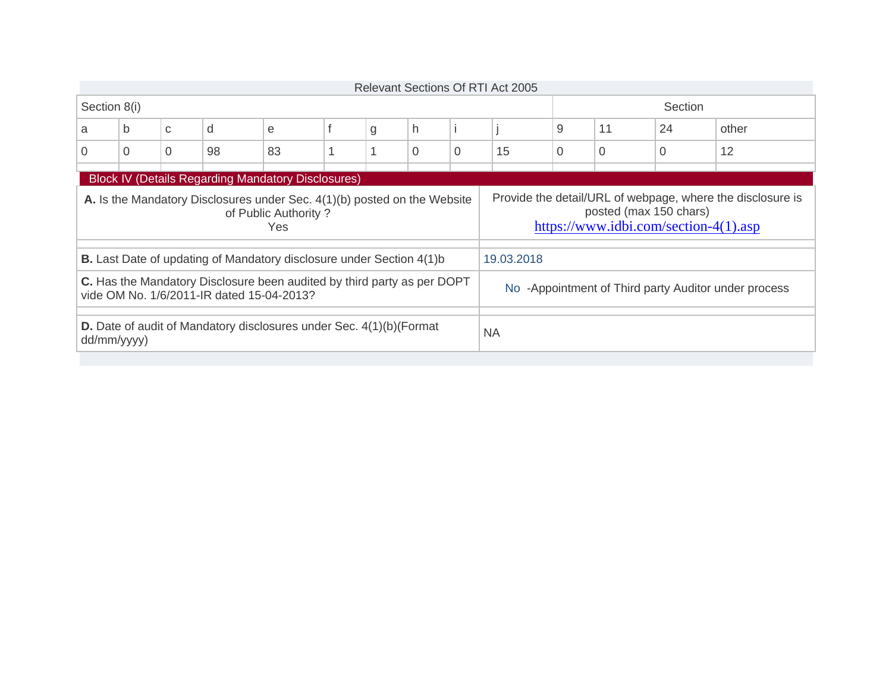Relevant Sections Of RTI Act 2005

| Section 8(i) | | | | | | | | | | Section | | | |
|---|---|---|---|---|---|---|---|---|---|---|---|---|---|
| a | b | c | d | e | f | g | h | i | j | 9 | 11 | 24 | other |
| 0 | 0 | 0 | 98 | 83 | 1 | 1 | 0 | 0 | 15 | 0 | 0 | 0 | 12 |

Block IV (Details Regarding Mandatory Disclosures)

| | |
|---|---|
| **A.** Is the Mandatory Disclosures under Sec. 4(1)(b) posted on the Website of Public Authority ? Yes | Provide the detail/URL of webpage, where the disclosure is posted (max 150 chars) https://www.idbi.com/section-4(1).asp |
| **B.** Last Date of updating of Mandatory disclosure under Section 4(1)b | 19.03.2018 |
| **C.** Has the Mandatory Disclosure been audited by third party as per DOPT vide OM No. 1/6/2011-IR dated 15-04-2013? | No -Appointment of Third party Auditor under process |
| **D.** Date of audit of Mandatory disclosures under Sec. 4(1)(b)(Format dd/mm/yyyy) | NA |